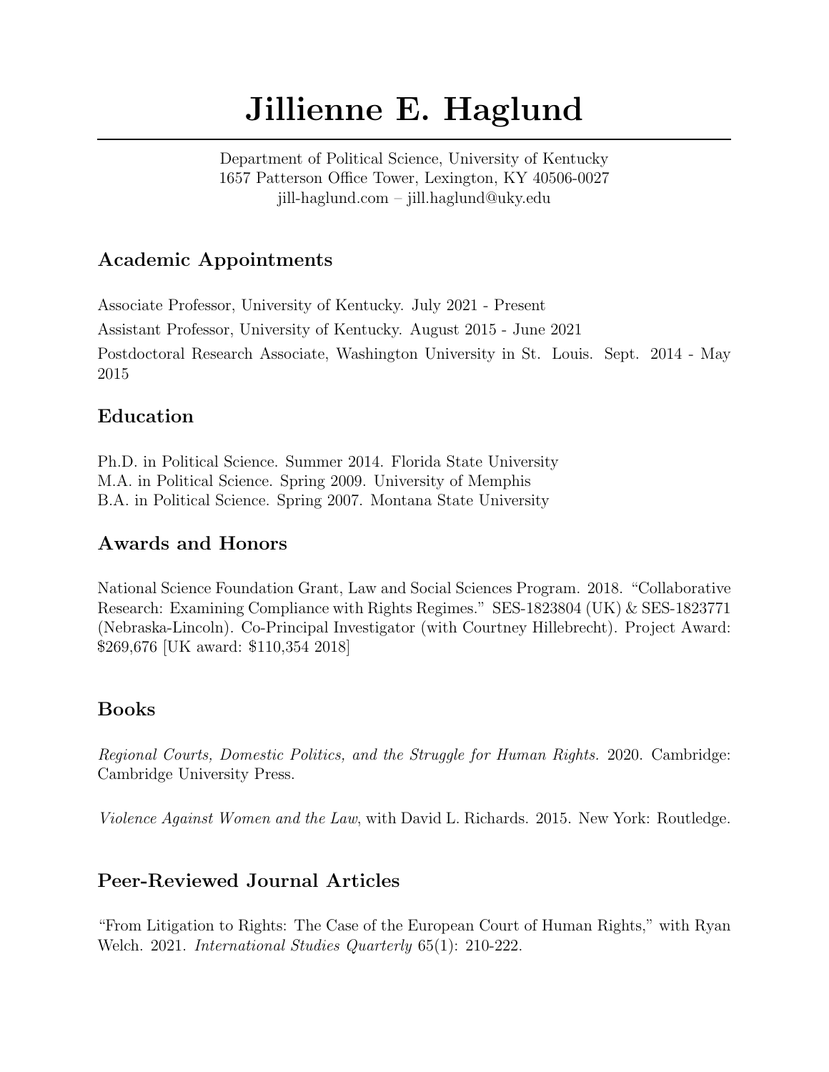# Jillienne E. Haglund

Department of Political Science, University of Kentucky
1657 Patterson Office Tower, Lexington, KY 40506-0027
jill-haglund.com – jill.haglund@uky.edu

## Academic Appointments

Associate Professor, University of Kentucky. July 2021 - Present

Assistant Professor, University of Kentucky. August 2015 - June 2021

Postdoctoral Research Associate, Washington University in St. Louis. Sept. 2014 - May 2015

## Education

Ph.D. in Political Science. Summer 2014. Florida State University
M.A. in Political Science. Spring 2009. University of Memphis
B.A. in Political Science. Spring 2007. Montana State University

## Awards and Honors

National Science Foundation Grant, Law and Social Sciences Program. 2018. "Collaborative Research: Examining Compliance with Rights Regimes." SES-1823804 (UK) & SES-1823771 (Nebraska-Lincoln). Co-Principal Investigator (with Courtney Hillebrecht). Project Award: $269,676 [UK award: $110,354 2018]

## Books

*Regional Courts, Domestic Politics, and the Struggle for Human Rights.* 2020. Cambridge: Cambridge University Press.

*Violence Against Women and the Law*, with David L. Richards. 2015. New York: Routledge.

## Peer-Reviewed Journal Articles

"From Litigation to Rights: The Case of the European Court of Human Rights," with Ryan Welch. 2021. *International Studies Quarterly* 65(1): 210-222.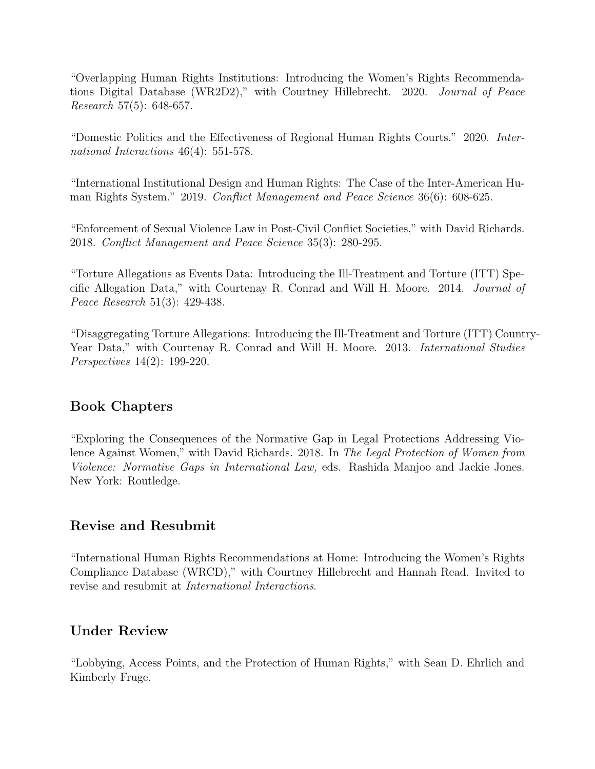"Overlapping Human Rights Institutions: Introducing the Women's Rights Recommendations Digital Database (WR2D2)," with Courtney Hillebrecht. 2020. *Journal of Peace Research* 57(5): 648-657.

"Domestic Politics and the Effectiveness of Regional Human Rights Courts." 2020. *International Interactions* 46(4): 551-578.

"International Institutional Design and Human Rights: The Case of the Inter-American Human Rights System." 2019. *Conflict Management and Peace Science* 36(6): 608-625.

"Enforcement of Sexual Violence Law in Post-Civil Conflict Societies," with David Richards. 2018. *Conflict Management and Peace Science* 35(3): 280-295.

"Torture Allegations as Events Data: Introducing the Ill-Treatment and Torture (ITT) Specific Allegation Data," with Courtenay R. Conrad and Will H. Moore. 2014. *Journal of Peace Research* 51(3): 429-438.

"Disaggregating Torture Allegations: Introducing the Ill-Treatment and Torture (ITT) Country-Year Data," with Courtenay R. Conrad and Will H. Moore. 2013. *International Studies Perspectives* 14(2): 199-220.

## Book Chapters

"Exploring the Consequences of the Normative Gap in Legal Protections Addressing Violence Against Women," with David Richards. 2018. In *The Legal Protection of Women from Violence: Normative Gaps in International Law,* eds. Rashida Manjoo and Jackie Jones. New York: Routledge.

## Revise and Resubmit

"International Human Rights Recommendations at Home: Introducing the Women's Rights Compliance Database (WRCD)," with Courtney Hillebrecht and Hannah Read. Invited to revise and resubmit at *International Interactions*.

## Under Review

"Lobbying, Access Points, and the Protection of Human Rights," with Sean D. Ehrlich and Kimberly Fruge.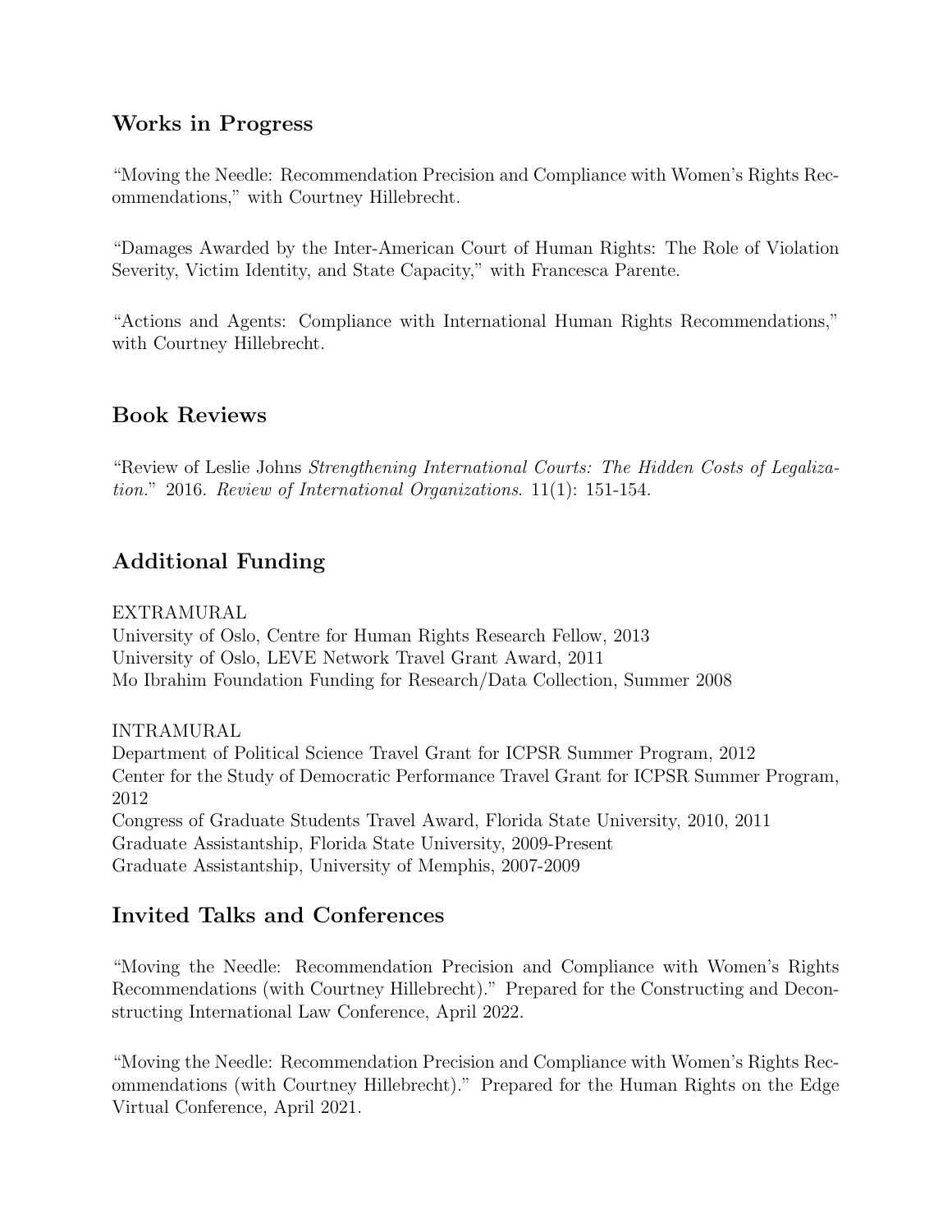## Works in Progress

"Moving the Needle: Recommendation Precision and Compliance with Women's Rights Recommendations," with Courtney Hillebrecht.

"Damages Awarded by the Inter-American Court of Human Rights: The Role of Violation Severity, Victim Identity, and State Capacity," with Francesca Parente.

"Actions and Agents: Compliance with International Human Rights Recommendations," with Courtney Hillebrecht.

## Book Reviews

"Review of Leslie Johns *Strengthening International Courts: The Hidden Costs of Legalization.*" 2016. *Review of International Organizations*. 11(1): 151-154.

## Additional Funding

EXTRAMURAL
University of Oslo, Centre for Human Rights Research Fellow, 2013
University of Oslo, LEVE Network Travel Grant Award, 2011
Mo Ibrahim Foundation Funding for Research/Data Collection, Summer 2008

INTRAMURAL
Department of Political Science Travel Grant for ICPSR Summer Program, 2012
Center for the Study of Democratic Performance Travel Grant for ICPSR Summer Program, 2012
Congress of Graduate Students Travel Award, Florida State University, 2010, 2011
Graduate Assistantship, Florida State University, 2009-Present
Graduate Assistantship, University of Memphis, 2007-2009

## Invited Talks and Conferences

"Moving the Needle: Recommendation Precision and Compliance with Women's Rights Recommendations (with Courtney Hillebrecht)." Prepared for the Constructing and Deconstructing International Law Conference, April 2022.

"Moving the Needle: Recommendation Precision and Compliance with Women's Rights Recommendations (with Courtney Hillebrecht)." Prepared for the Human Rights on the Edge Virtual Conference, April 2021.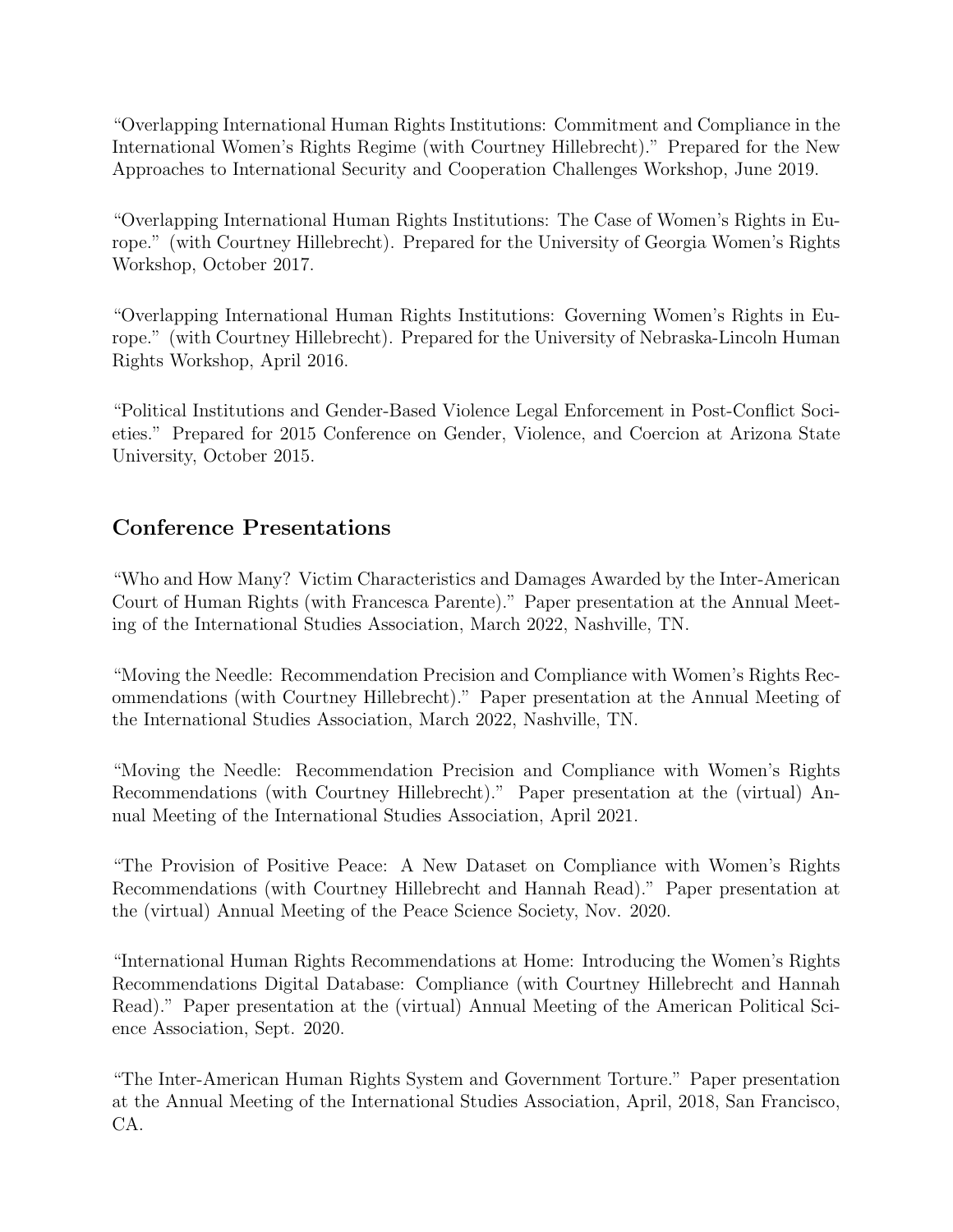"Overlapping International Human Rights Institutions: Commitment and Compliance in the International Women's Rights Regime (with Courtney Hillebrecht)." Prepared for the New Approaches to International Security and Cooperation Challenges Workshop, June 2019.

"Overlapping International Human Rights Institutions: The Case of Women's Rights in Europe." (with Courtney Hillebrecht). Prepared for the University of Georgia Women's Rights Workshop, October 2017.

"Overlapping International Human Rights Institutions: Governing Women's Rights in Europe." (with Courtney Hillebrecht). Prepared for the University of Nebraska-Lincoln Human Rights Workshop, April 2016.

"Political Institutions and Gender-Based Violence Legal Enforcement in Post-Conflict Societies." Prepared for 2015 Conference on Gender, Violence, and Coercion at Arizona State University, October 2015.

## Conference Presentations

"Who and How Many? Victim Characteristics and Damages Awarded by the Inter-American Court of Human Rights (with Francesca Parente)." Paper presentation at the Annual Meeting of the International Studies Association, March 2022, Nashville, TN.

"Moving the Needle: Recommendation Precision and Compliance with Women's Rights Recommendations (with Courtney Hillebrecht)." Paper presentation at the Annual Meeting of the International Studies Association, March 2022, Nashville, TN.

"Moving the Needle: Recommendation Precision and Compliance with Women's Rights Recommendations (with Courtney Hillebrecht)." Paper presentation at the (virtual) Annual Meeting of the International Studies Association, April 2021.

"The Provision of Positive Peace: A New Dataset on Compliance with Women's Rights Recommendations (with Courtney Hillebrecht and Hannah Read)." Paper presentation at the (virtual) Annual Meeting of the Peace Science Society, Nov. 2020.

"International Human Rights Recommendations at Home: Introducing the Women's Rights Recommendations Digital Database: Compliance (with Courtney Hillebrecht and Hannah Read)." Paper presentation at the (virtual) Annual Meeting of the American Political Science Association, Sept. 2020.

"The Inter-American Human Rights System and Government Torture." Paper presentation at the Annual Meeting of the International Studies Association, April, 2018, San Francisco, CA.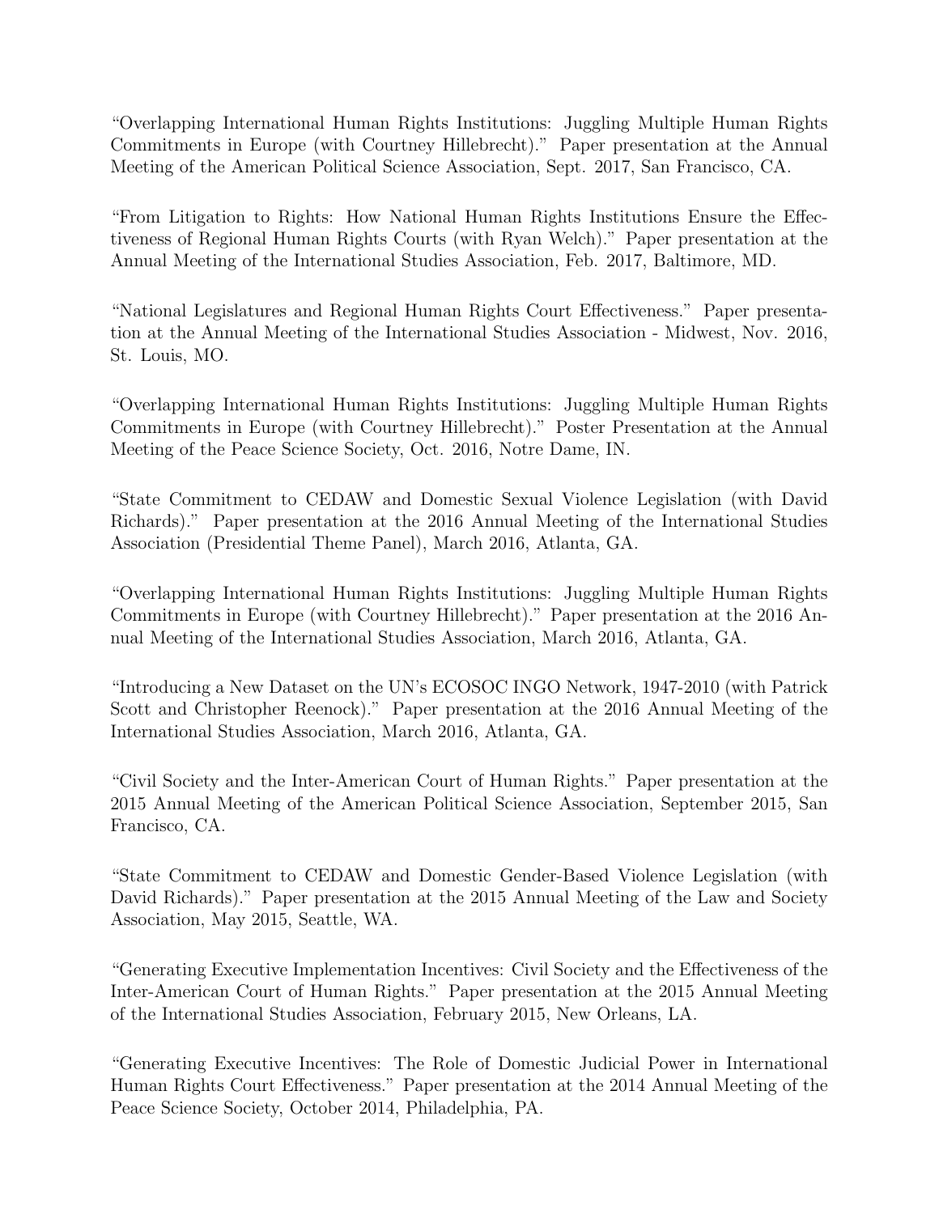"Overlapping International Human Rights Institutions: Juggling Multiple Human Rights Commitments in Europe (with Courtney Hillebrecht)." Paper presentation at the Annual Meeting of the American Political Science Association, Sept. 2017, San Francisco, CA.

"From Litigation to Rights: How National Human Rights Institutions Ensure the Effectiveness of Regional Human Rights Courts (with Ryan Welch)." Paper presentation at the Annual Meeting of the International Studies Association, Feb. 2017, Baltimore, MD.

"National Legislatures and Regional Human Rights Court Effectiveness." Paper presentation at the Annual Meeting of the International Studies Association - Midwest, Nov. 2016, St. Louis, MO.

"Overlapping International Human Rights Institutions: Juggling Multiple Human Rights Commitments in Europe (with Courtney Hillebrecht)." Poster Presentation at the Annual Meeting of the Peace Science Society, Oct. 2016, Notre Dame, IN.

"State Commitment to CEDAW and Domestic Sexual Violence Legislation (with David Richards)." Paper presentation at the 2016 Annual Meeting of the International Studies Association (Presidential Theme Panel), March 2016, Atlanta, GA.

"Overlapping International Human Rights Institutions: Juggling Multiple Human Rights Commitments in Europe (with Courtney Hillebrecht)." Paper presentation at the 2016 Annual Meeting of the International Studies Association, March 2016, Atlanta, GA.

"Introducing a New Dataset on the UN's ECOSOC INGO Network, 1947-2010 (with Patrick Scott and Christopher Reenock)." Paper presentation at the 2016 Annual Meeting of the International Studies Association, March 2016, Atlanta, GA.

"Civil Society and the Inter-American Court of Human Rights." Paper presentation at the 2015 Annual Meeting of the American Political Science Association, September 2015, San Francisco, CA.

"State Commitment to CEDAW and Domestic Gender-Based Violence Legislation (with David Richards)." Paper presentation at the 2015 Annual Meeting of the Law and Society Association, May 2015, Seattle, WA.

"Generating Executive Implementation Incentives: Civil Society and the Effectiveness of the Inter-American Court of Human Rights." Paper presentation at the 2015 Annual Meeting of the International Studies Association, February 2015, New Orleans, LA.

"Generating Executive Incentives: The Role of Domestic Judicial Power in International Human Rights Court Effectiveness." Paper presentation at the 2014 Annual Meeting of the Peace Science Society, October 2014, Philadelphia, PA.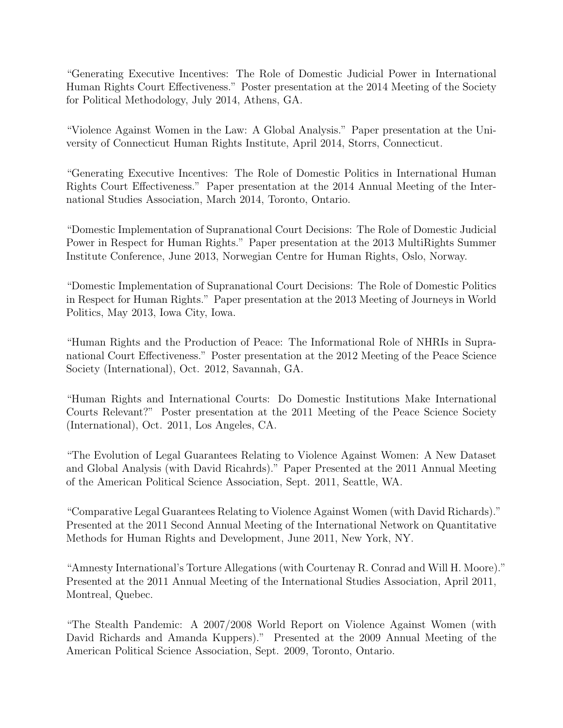"Generating Executive Incentives: The Role of Domestic Judicial Power in International Human Rights Court Effectiveness." Poster presentation at the 2014 Meeting of the Society for Political Methodology, July 2014, Athens, GA.

"Violence Against Women in the Law: A Global Analysis." Paper presentation at the University of Connecticut Human Rights Institute, April 2014, Storrs, Connecticut.

"Generating Executive Incentives: The Role of Domestic Politics in International Human Rights Court Effectiveness." Paper presentation at the 2014 Annual Meeting of the International Studies Association, March 2014, Toronto, Ontario.

"Domestic Implementation of Supranational Court Decisions: The Role of Domestic Judicial Power in Respect for Human Rights." Paper presentation at the 2013 MultiRights Summer Institute Conference, June 2013, Norwegian Centre for Human Rights, Oslo, Norway.

"Domestic Implementation of Supranational Court Decisions: The Role of Domestic Politics in Respect for Human Rights." Paper presentation at the 2013 Meeting of Journeys in World Politics, May 2013, Iowa City, Iowa.

"Human Rights and the Production of Peace: The Informational Role of NHRIs in Supranational Court Effectiveness." Poster presentation at the 2012 Meeting of the Peace Science Society (International), Oct. 2012, Savannah, GA.

"Human Rights and International Courts: Do Domestic Institutions Make International Courts Relevant?" Poster presentation at the 2011 Meeting of the Peace Science Society (International), Oct. 2011, Los Angeles, CA.

"The Evolution of Legal Guarantees Relating to Violence Against Women: A New Dataset and Global Analysis (with David Ricahrds)." Paper Presented at the 2011 Annual Meeting of the American Political Science Association, Sept. 2011, Seattle, WA.

"Comparative Legal Guarantees Relating to Violence Against Women (with David Richards)." Presented at the 2011 Second Annual Meeting of the International Network on Quantitative Methods for Human Rights and Development, June 2011, New York, NY.

"Amnesty International's Torture Allegations (with Courtenay R. Conrad and Will H. Moore)." Presented at the 2011 Annual Meeting of the International Studies Association, April 2011, Montreal, Quebec.

"The Stealth Pandemic: A 2007/2008 World Report on Violence Against Women (with David Richards and Amanda Kuppers)." Presented at the 2009 Annual Meeting of the American Political Science Association, Sept. 2009, Toronto, Ontario.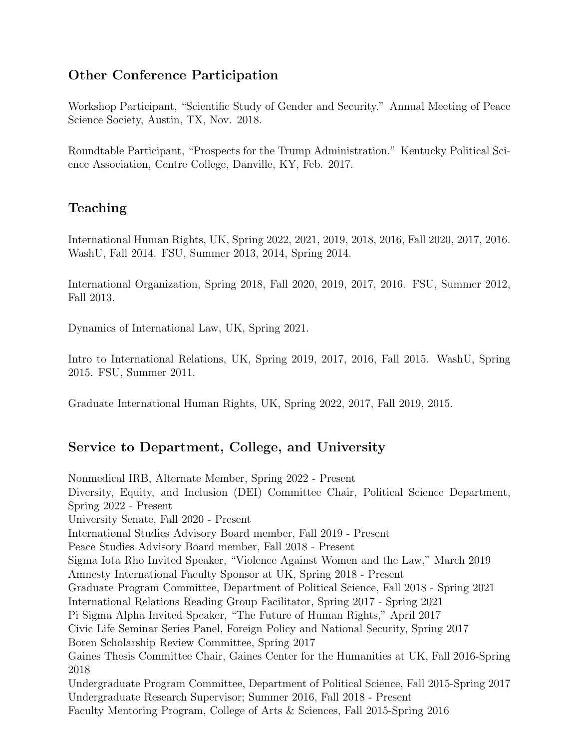## Other Conference Participation

Workshop Participant, "Scientific Study of Gender and Security." Annual Meeting of Peace Science Society, Austin, TX, Nov. 2018.

Roundtable Participant, "Prospects for the Trump Administration." Kentucky Political Science Association, Centre College, Danville, KY, Feb. 2017.

## Teaching

International Human Rights, UK, Spring 2022, 2021, 2019, 2018, 2016, Fall 2020, 2017, 2016. WashU, Fall 2014. FSU, Summer 2013, 2014, Spring 2014.

International Organization, Spring 2018, Fall 2020, 2019, 2017, 2016. FSU, Summer 2012, Fall 2013.

Dynamics of International Law, UK, Spring 2021.

Intro to International Relations, UK, Spring 2019, 2017, 2016, Fall 2015. WashU, Spring 2015. FSU, Summer 2011.

Graduate International Human Rights, UK, Spring 2022, 2017, Fall 2019, 2015.

## Service to Department, College, and University

Nonmedical IRB, Alternate Member, Spring 2022 - Present
Diversity, Equity, and Inclusion (DEI) Committee Chair, Political Science Department, Spring 2022 - Present
University Senate, Fall 2020 - Present
International Studies Advisory Board member, Fall 2019 - Present
Peace Studies Advisory Board member, Fall 2018 - Present
Sigma Iota Rho Invited Speaker, "Violence Against Women and the Law," March 2019
Amnesty International Faculty Sponsor at UK, Spring 2018 - Present
Graduate Program Committee, Department of Political Science, Fall 2018 - Spring 2021
International Relations Reading Group Facilitator, Spring 2017 - Spring 2021
Pi Sigma Alpha Invited Speaker, "The Future of Human Rights," April 2017
Civic Life Seminar Series Panel, Foreign Policy and National Security, Spring 2017
Boren Scholarship Review Committee, Spring 2017
Gaines Thesis Committee Chair, Gaines Center for the Humanities at UK, Fall 2016-Spring 2018
Undergraduate Program Committee, Department of Political Science, Fall 2015-Spring 2017
Undergraduate Research Supervisor; Summer 2016, Fall 2018 - Present
Faculty Mentoring Program, College of Arts & Sciences, Fall 2015-Spring 2016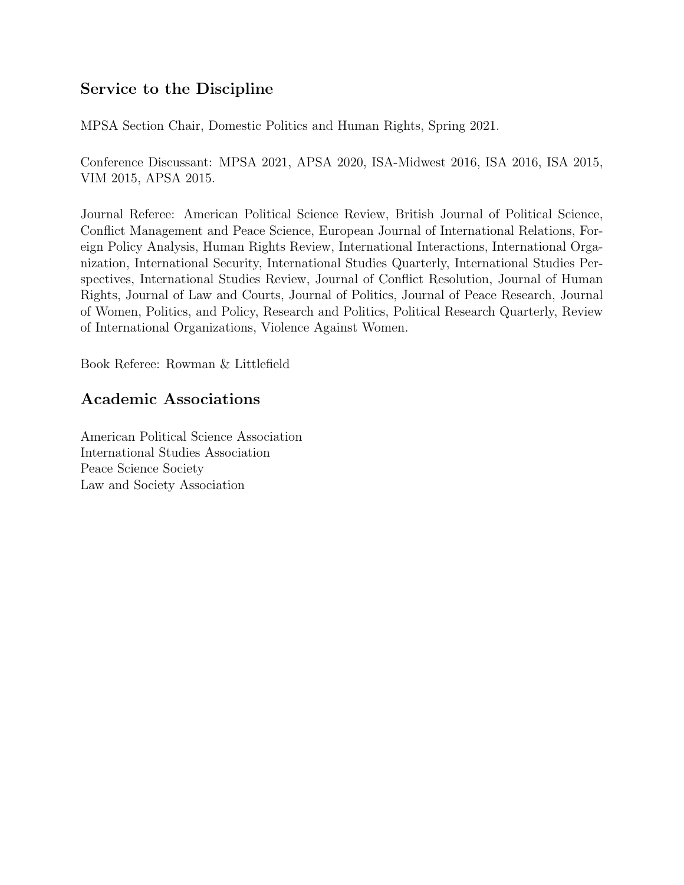## Service to the Discipline

MPSA Section Chair, Domestic Politics and Human Rights, Spring 2021.

Conference Discussant: MPSA 2021, APSA 2020, ISA-Midwest 2016, ISA 2016, ISA 2015, VIM 2015, APSA 2015.

Journal Referee: American Political Science Review, British Journal of Political Science, Conflict Management and Peace Science, European Journal of International Relations, Foreign Policy Analysis, Human Rights Review, International Interactions, International Organization, International Security, International Studies Quarterly, International Studies Perspectives, International Studies Review, Journal of Conflict Resolution, Journal of Human Rights, Journal of Law and Courts, Journal of Politics, Journal of Peace Research, Journal of Women, Politics, and Policy, Research and Politics, Political Research Quarterly, Review of International Organizations, Violence Against Women.

Book Referee: Rowman & Littlefield

## Academic Associations

American Political Science Association
International Studies Association
Peace Science Society
Law and Society Association